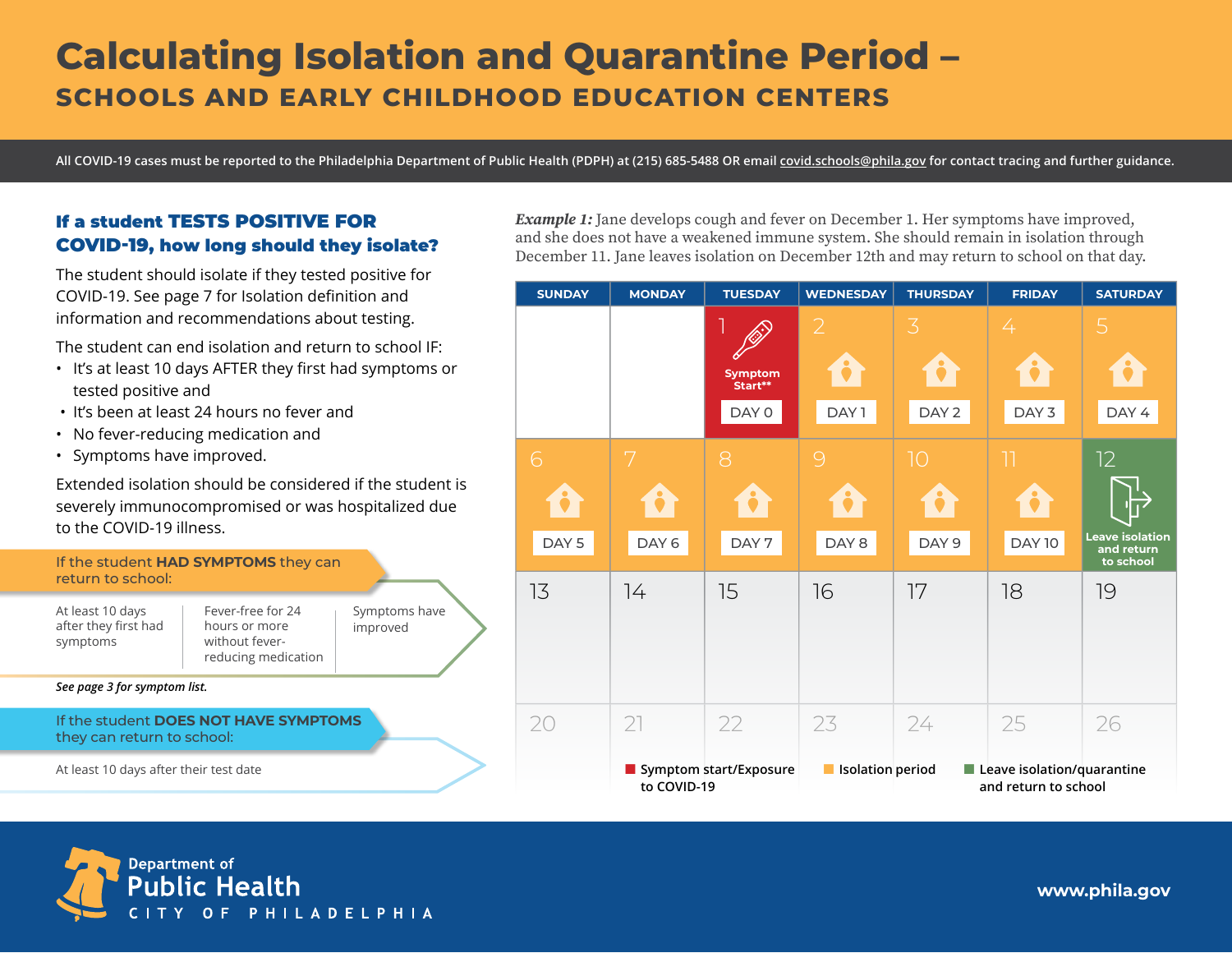# Calculating Isolation and Quarantine Period –

## SCHOOLS AND EARLY CHILDHOOD EDUCATION CENTERS

All COVID-19 cases must be reported to the Philadelphia Department of Public Health (PDPH) at (215) 685-5488 OR email covid.schools@phila.gov for contact tracing and further guidance.

### If a student TESTS POSITIVE FOR COVID-19, how long should they isolate?

The student should isolate if they tested positive for COVID-19. See page 7 for Isolation definition and information and recommendations about testing.

The student can end isolation and return to school IF:

- It's at least 10 days AFTER they first had symptoms or tested positive and
- It's been at least 24 hours no fever and
- No fever-reducing medication and
- Symptoms have improved.

Extended isolation should be considered if the student is severely immunocompromised or was hospitalized due to the COVID-19 illness.

**If the student HAD SYMPTOMS they can return to school:**

- At least 10 days after they first had symptoms
- Fever-free for 24 hours or more without fever-reducing medication
- Symptoms have improved

*See page 3 for symptom list.*

**If the student DOES NOT HAVE SYMPTOMS they can return to school:**

- At least 10 days after their test date

*Example 1:* Jane develops cough and fever on December 1. Her symptoms have improved, and she does not have a weakened immune system. She should remain in isolation through December 11. Jane leaves isolation on December 12th and may return to school on that day.

| SUNDAY | MONDAY | TUESDAY | WEDNESDAY | THURSDAY | FRIDAY | SATURDAY |
|---|---|---|---|---|---|---|
| | | 1 Symptom Start** DAY 0 | 2 DAY 1 | 3 DAY 2 | 4 DAY 3 | 5 DAY 4 |
| 6 DAY 5 | 7 DAY 6 | 8 DAY 7 | 9 DAY 8 | 10 DAY 9 | 11 DAY 10 | 12 Leave isolation and return to school |
| 13 | 14 | 15 | 16 | 17 | 18 | 19 |
| 20 | 21 | 22 | 23 | 24 | 25 | 26 |

Legend: Symptom start/Exposure to COVID-19 (red) · Isolation period (orange) · Leave isolation/quarantine and return to school (green)

Department of Public Health, City of Philadelphia

www.phila.gov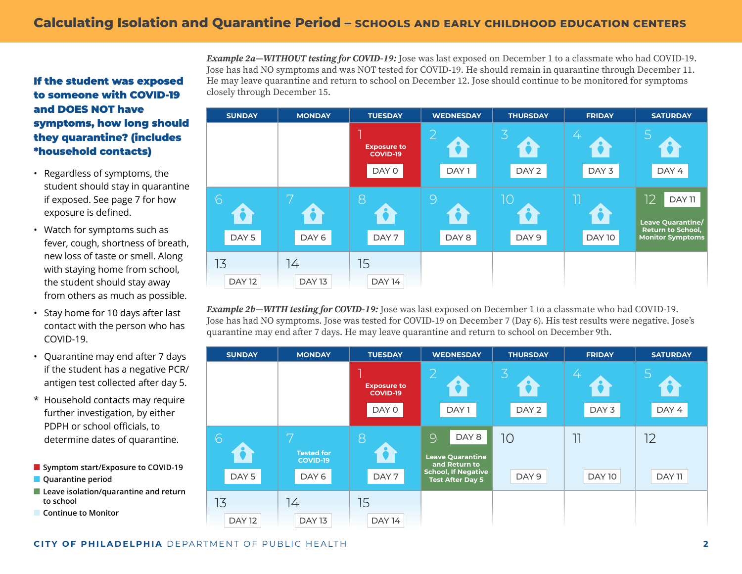# Calculating Isolation and Quarantine Period – SCHOOLS AND EARLY CHILDHOOD EDUCATION CENTERS

## If the student was exposed to someone with COVID-19 and DOES NOT have symptoms, how long should they quarantine? (includes *household contacts)

- Regardless of symptoms, the student should stay in quarantine if exposed. See page 7 for how exposure is defined.
- Watch for symptoms such as fever, cough, shortness of breath, new loss of taste or smell. Along with staying home from school, the student should stay away from others as much as possible.
- Stay home for 10 days after last contact with the person who has COVID-19.
- Quarantine may end after 7 days if the student has a negative PCR/ antigen test collected after day 5.

\* Household contacts may require further investigation, by either PDPH or school officials, to determine dates of quarantine.

Legend:
- Symptom start/Exposure to COVID-19
- Quarantine period
- Leave isolation/quarantine and return to school
- Continue to Monitor

***Example 2a—WITHOUT testing for COVID-19:*** Jose was last exposed on December 1 to a classmate who had COVID-19. Jose has had NO symptoms and was NOT tested for COVID-19. He should remain in quarantine through December 11. He may leave quarantine and return to school on December 12. Jose should continue to be monitored for symptoms closely through December 15.

| SUNDAY | MONDAY | TUESDAY | WEDNESDAY | THURSDAY | FRIDAY | SATURDAY |
|---|---|---|---|---|---|---|
| | | 1 Exposure to COVID-19 DAY 0 | 2 DAY 1 | 3 DAY 2 | 4 DAY 3 | 5 DAY 4 |
| 6 DAY 5 | 7 DAY 6 | 8 DAY 7 | 9 DAY 8 | 10 DAY 9 | 11 DAY 10 | 12 DAY 11 Leave Quarantine/ Return to School, Monitor Symptoms |
| 13 DAY 12 | 14 DAY 13 | 15 DAY 14 | | | | |

***Example 2b—WITH testing for COVID-19:*** Jose was last exposed on December 1 to a classmate who had COVID-19. Jose has had NO symptoms. Jose was tested for COVID-19 on December 7 (Day 6). His test results were negative. Jose's quarantine may end after 7 days. He may leave quarantine and return to school on December 9th.

| SUNDAY | MONDAY | TUESDAY | WEDNESDAY | THURSDAY | FRIDAY | SATURDAY |
|---|---|---|---|---|---|---|
| | | 1 Exposure to COVID-19 DAY 0 | 2 DAY 1 | 3 DAY 2 | 4 DAY 3 | 5 DAY 4 |
| 6 DAY 5 | 7 Tested for COVID-19 DAY 6 | 8 DAY 7 | 9 DAY 8 Leave Quarantine and Return to School, If Negative Test After Day 5 | 10 DAY 9 | 11 DAY 10 | 12 DAY 11 |
| 13 DAY 12 | 14 DAY 13 | 15 DAY 14 | | | | |

CITY OF PHILADELPHIA DEPARTMENT OF PUBLIC HEALTH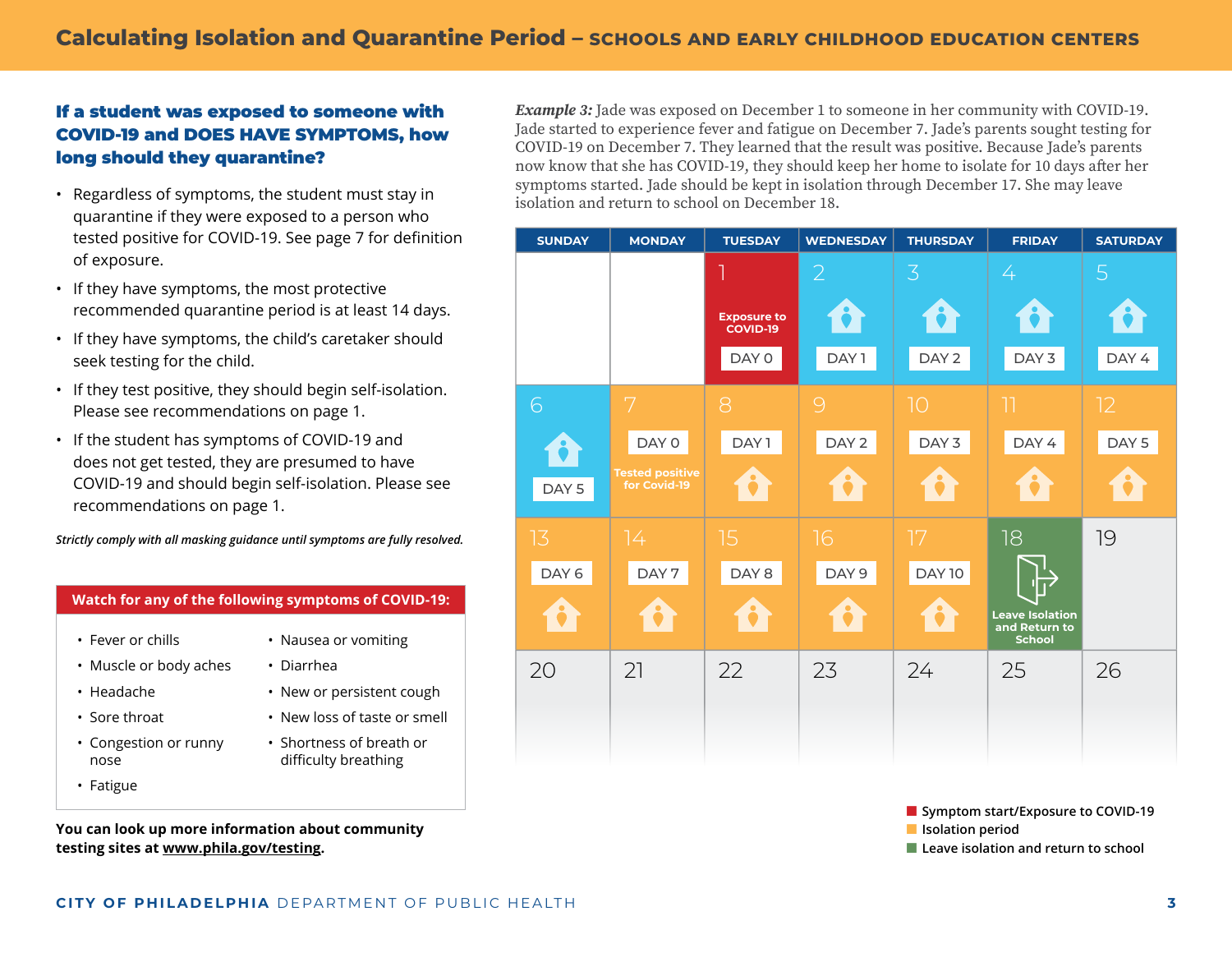# Calculating Isolation and Quarantine Period – SCHOOLS AND EARLY CHILDHOOD EDUCATION CENTERS

## If a student was exposed to someone with COVID-19 and DOES HAVE SYMPTOMS, how long should they quarantine?

- Regardless of symptoms, the student must stay in quarantine if they were exposed to a person who tested positive for COVID-19. See page 7 for definition of exposure.
- If they have symptoms, the most protective recommended quarantine period is at least 14 days.
- If they have symptoms, the child's caretaker should seek testing for the child.
- If they test positive, they should begin self-isolation. Please see recommendations on page 1.
- If the student has symptoms of COVID-19 and does not get tested, they are presumed to have COVID-19 and should begin self-isolation. Please see recommendations on page 1.

*Strictly comply with all masking guidance until symptoms are fully resolved.*

**Watch for any of the following symptoms of COVID-19:**

- Fever or chills
- Muscle or body aches
- Headache
- Sore throat
- Congestion or runny nose
- Fatigue
- Nausea or vomiting
- Diarrhea
- New or persistent cough
- New loss of taste or smell
- Shortness of breath or difficulty breathing

**You can look up more information about community testing sites at www.phila.gov/testing.**

***Example 3:*** Jade was exposed on December 1 to someone in her community with COVID-19. Jade started to experience fever and fatigue on December 7. Jade's parents sought testing for COVID-19 on December 7. They learned that the result was positive. Because Jade's parents now know that she has COVID-19, they should keep her home to isolate for 10 days after her symptoms started. Jade should be kept in isolation through December 17. She may leave isolation and return to school on December 18.

| SUNDAY | MONDAY | TUESDAY | WEDNESDAY | THURSDAY | FRIDAY | SATURDAY |
|---|---|---|---|---|---|---|
| | | 1 Exposure to COVID-19 DAY 0 | 2 DAY 1 | 3 DAY 2 | 4 DAY 3 | 5 DAY 4 |
| 6 DAY 5 | 7 DAY 0 Tested positive for Covid-19 | 8 DAY 1 | 9 DAY 2 | 10 DAY 3 | 11 DAY 4 | 12 DAY 5 |
| 13 DAY 6 | 14 DAY 7 | 15 DAY 8 | 16 DAY 9 | 17 DAY 10 | 18 Leave Isolation and Return to School | 19 |
| 20 | 21 | 22 | 23 | 24 | 25 | 26 |

- Symptom start/Exposure to COVID-19
- Isolation period
- Leave isolation and return to school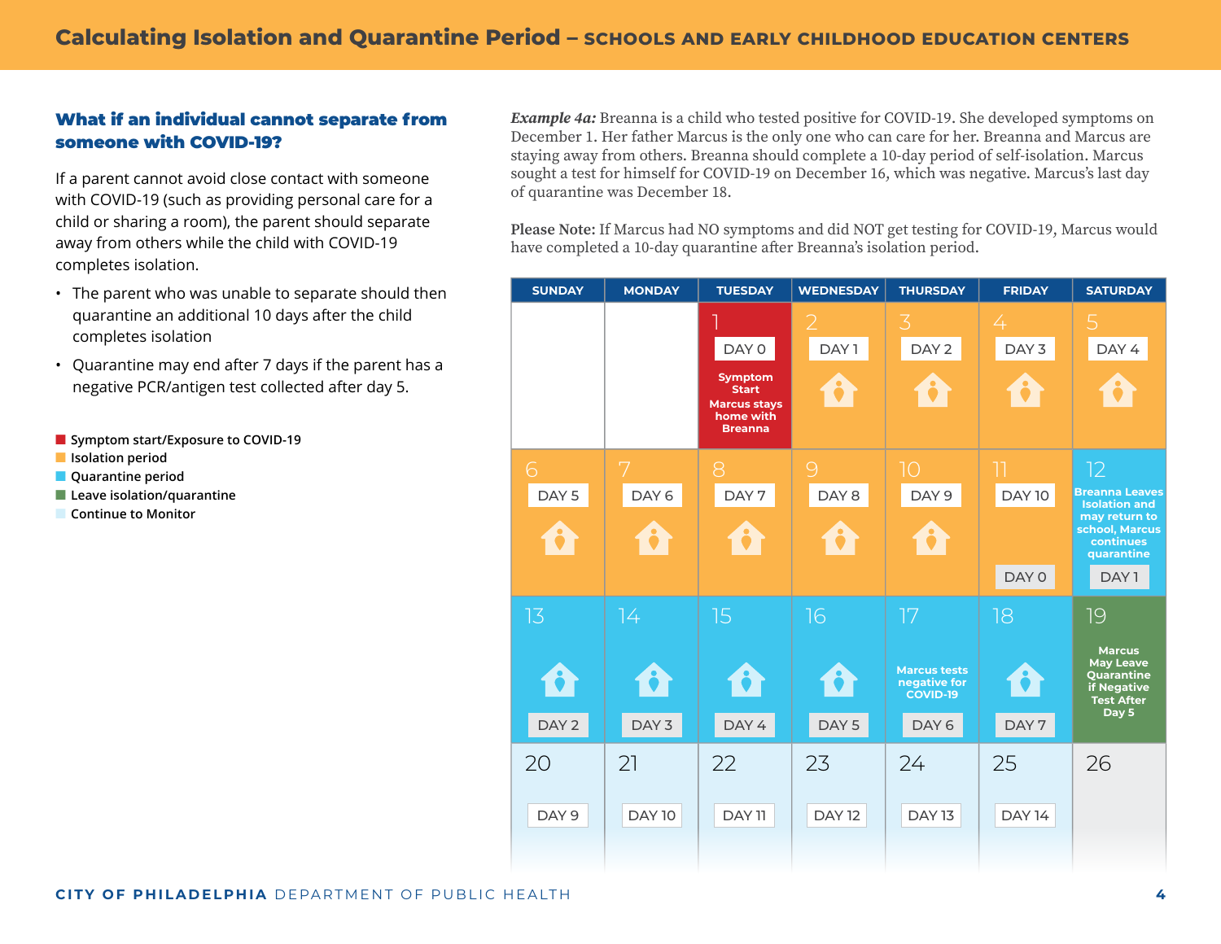# Calculating Isolation and Quarantine Period – SCHOOLS AND EARLY CHILDHOOD EDUCATION CENTERS

### What if an individual cannot separate from someone with COVID-19?

If a parent cannot avoid close contact with someone with COVID-19 (such as providing personal care for a child or sharing a room), the parent should separate away from others while the child with COVID-19 completes isolation.

- The parent who was unable to separate should then quarantine an additional 10 days after the child completes isolation
- Quarantine may end after 7 days if the parent has a negative PCR/antigen test collected after day 5.

Legend:

- Symptom start/Exposure to COVID-19
- Isolation period
- Quarantine period
- Leave isolation/quarantine
- Continue to Monitor

*Example 4a:* Breanna is a child who tested positive for COVID-19. She developed symptoms on December 1. Her father Marcus is the only one who can care for her. Breanna and Marcus are staying away from others. Breanna should complete a 10-day period of self-isolation. Marcus sought a test for himself for COVID-19 on December 16, which was negative. Marcus's last day of quarantine was December 18.

**Please Note:** If Marcus had NO symptoms and did NOT get testing for COVID-19, Marcus would have completed a 10-day quarantine after Breanna's isolation period.

| SUNDAY | MONDAY | TUESDAY | WEDNESDAY | THURSDAY | FRIDAY | SATURDAY |
|---|---|---|---|---|---|---|
| | | 1 DAY 0 Symptom Start Marcus stays home with Breanna | 2 DAY 1 | 3 DAY 2 | 4 DAY 3 | 5 DAY 4 |
| 6 DAY 5 | 7 DAY 6 | 8 DAY 7 | 9 DAY 8 | 10 DAY 9 | 11 DAY 10 DAY 0 | 12 Breanna Leaves Isolation and may return to school, Marcus continues quarantine DAY 1 |
| 13 DAY 2 | 14 DAY 3 | 15 DAY 4 | 16 DAY 5 | 17 Marcus tests negative for COVID-19 DAY 6 | 18 DAY 7 | 19 Marcus May Leave Quarantine if Negative Test After Day 5 |
| 20 DAY 9 | 21 DAY 10 | 22 DAY 11 | 23 DAY 12 | 24 DAY 13 | 25 DAY 14 | 26 |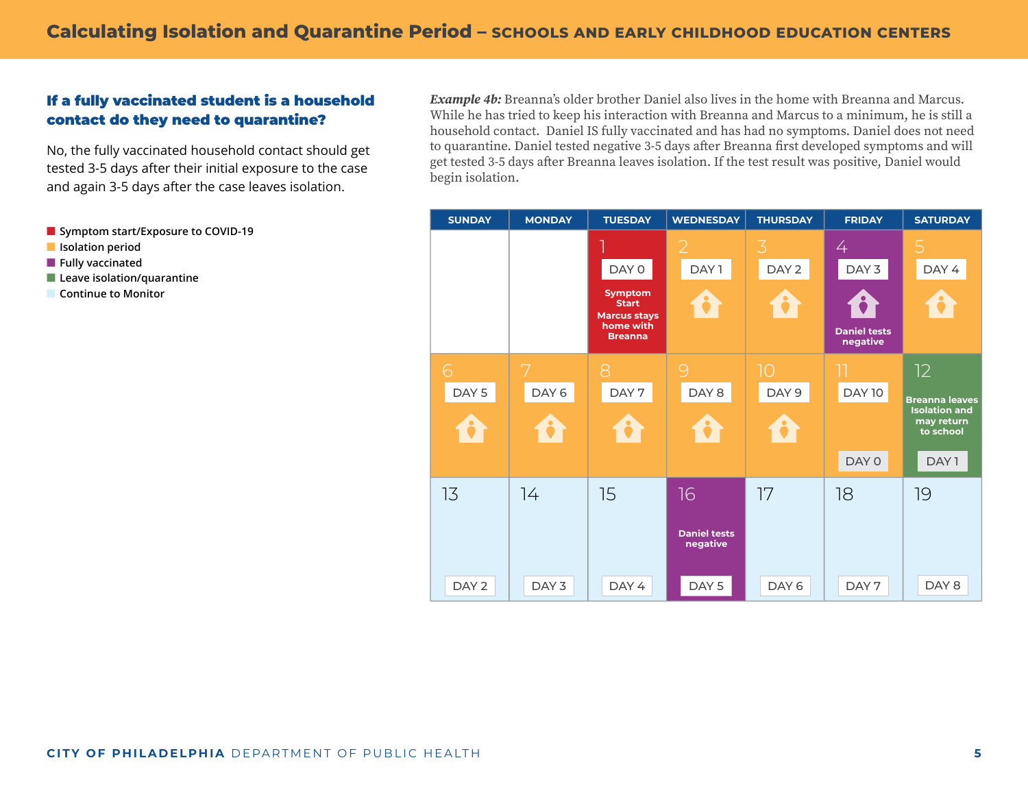## Calculating Isolation and Quarantine Period – SCHOOLS AND EARLY CHILDHOOD EDUCATION CENTERS

### If a fully vaccinated student is a household contact do they need to quarantine?

No, the fully vaccinated household contact should get tested 3-5 days after their initial exposure to the case and again 3-5 days after the case leaves isolation.

- Symptom start/Exposure to COVID-19
- Isolation period
- Fully vaccinated
- Leave isolation/quarantine
- Continue to Monitor

***Example 4b:*** Breanna's older brother Daniel also lives in the home with Breanna and Marcus. While he has tried to keep his interaction with Breanna and Marcus to a minimum, he is still a household contact. Daniel IS fully vaccinated and has had no symptoms. Daniel does not need to quarantine. Daniel tested negative 3-5 days after Breanna first developed symptoms and will get tested 3-5 days after Breanna leaves isolation. If the test result was positive, Daniel would begin isolation.

| SUNDAY | MONDAY | TUESDAY | WEDNESDAY | THURSDAY | FRIDAY | SATURDAY |
|---|---|---|---|---|---|---|
| | | 1 DAY 0 Symptom Start Marcus stays home with Breanna | 2 DAY 1 | 3 DAY 2 | 4 DAY 3 Daniel tests negative | 5 DAY 4 |
| 6 DAY 5 | 7 DAY 6 | 8 DAY 7 | 9 DAY 8 | 10 DAY 9 | 11 DAY 10 DAY 0 | 12 Breanna leaves Isolation and may return to school DAY 1 |
| 13 DAY 2 | 14 DAY 3 | 15 DAY 4 | 16 Daniel tests negative DAY 5 | 17 DAY 6 | 18 DAY 7 | 19 DAY 8 |

**CITY OF PHILADELPHIA** DEPARTMENT OF PUBLIC HEALTH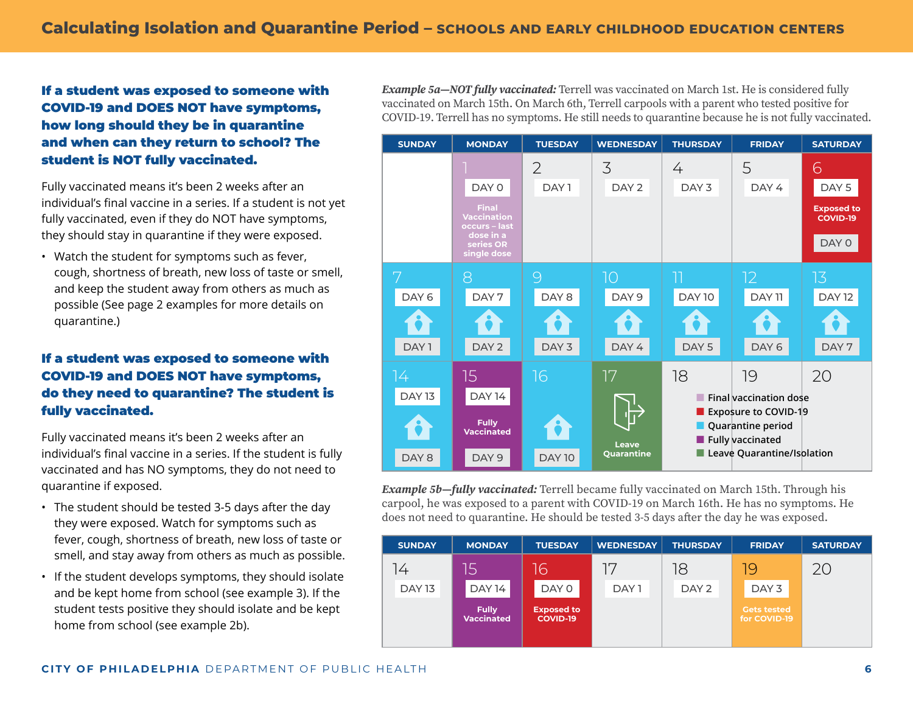# Calculating Isolation and Quarantine Period – SCHOOLS AND EARLY CHILDHOOD EDUCATION CENTERS

### If a student was exposed to someone with COVID-19 and DOES NOT have symptoms, how long should they be in quarantine and when can they return to school? The student is NOT fully vaccinated.

Fully vaccinated means it's been 2 weeks after an individual's final vaccine in a series. If a student is not yet fully vaccinated, even if they do NOT have symptoms, they should stay in quarantine if they were exposed.

- Watch the student for symptoms such as fever, cough, shortness of breath, new loss of taste or smell, and keep the student away from others as much as possible (See page 2 examples for more details on quarantine.)

### If a student was exposed to someone with COVID-19 and DOES NOT have symptoms, do they need to quarantine? The student is fully vaccinated.

Fully vaccinated means it's been 2 weeks after an individual's final vaccine in a series. If the student is fully vaccinated and has NO symptoms, they do not need to quarantine if exposed.

- The student should be tested 3-5 days after the day they were exposed. Watch for symptoms such as fever, cough, shortness of breath, new loss of taste or smell, and stay away from others as much as possible.
- If the student develops symptoms, they should isolate and be kept home from school (see example 3). If the student tests positive they should isolate and be kept home from school (see example 2b).

*Example 5a—NOT fully vaccinated:* Terrell was vaccinated on March 1st. He is considered fully vaccinated on March 15th. On March 6th, Terrell carpools with a parent who tested positive for COVID-19. He has no symptoms. He still needs to quarantine because he is not fully vaccinated.

| SUNDAY | MONDAY | TUESDAY | WEDNESDAY | THURSDAY | FRIDAY | SATURDAY |
|---|---|---|---|---|---|---|
| | 1 DAY 0 Final Vaccination occurs – last dose in a series OR single dose | 2 DAY 1 | 3 DAY 2 | 4 DAY 3 | 5 DAY 4 | 6 DAY 5 Exposed to COVID-19 DAY 0 |
| 7 DAY 6 DAY 1 | 8 DAY 7 DAY 2 | 9 DAY 8 DAY 3 | 10 DAY 9 DAY 4 | 11 DAY 10 DAY 5 | 12 DAY 11 DAY 6 | 13 DAY 12 DAY 7 |
| 14 DAY 13 DAY 8 | 15 DAY 14 Fully Vaccinated DAY 9 | 16 DAY 10 | 17 Leave Quarantine | 18 | 19 | 20 |

Legend:
- Final vaccination dose
- Exposure to COVID-19
- Quarantine period
- Fully vaccinated
- Leave Quarantine/Isolation

*Example 5b—fully vaccinated:* Terrell became fully vaccinated on March 15th. Through his carpool, he was exposed to a parent with COVID-19 on March 16th. He has no symptoms. He does not need to quarantine. He should be tested 3-5 days after the day he was exposed.

| SUNDAY | MONDAY | TUESDAY | WEDNESDAY | THURSDAY | FRIDAY | SATURDAY |
|---|---|---|---|---|---|---|
| 14 DAY 13 | 15 DAY 14 Fully Vaccinated | 16 DAY 0 Exposed to COVID-19 | 17 DAY 1 | 18 DAY 2 | 19 DAY 3 Gets tested for COVID-19 | 20 |

CITY OF PHILADELPHIA DEPARTMENT OF PUBLIC HEALTH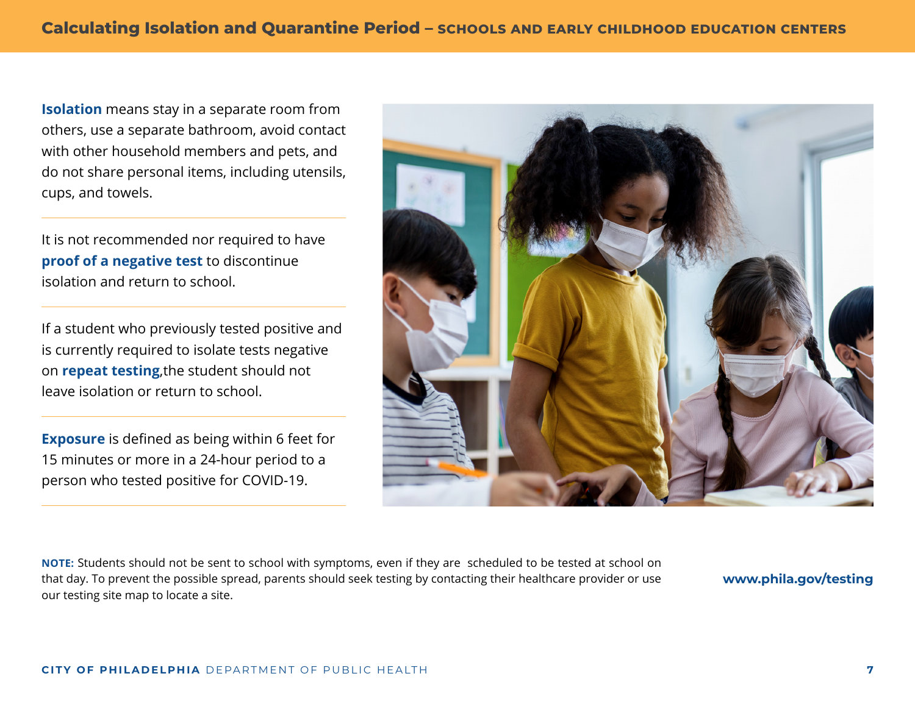## Calculating Isolation and Quarantine Period – SCHOOLS AND EARLY CHILDHOOD EDUCATION CENTERS

**Isolation** means stay in a separate room from others, use a separate bathroom, avoid contact with other household members and pets, and do not share personal items, including utensils, cups, and towels.

It is not recommended nor required to have **proof of a negative test** to discontinue isolation and return to school.

If a student who previously tested positive and is currently required to isolate tests negative on **repeat testing**,the student should not leave isolation or return to school.

**Exposure** is defined as being within 6 feet for 15 minutes or more in a 24-hour period to a person who tested positive for COVID-19.

**NOTE:** Students should not be sent to school with symptoms, even if they are scheduled to be tested at school on that day. To prevent the possible spread, parents should seek testing by contacting their healthcare provider or use our testing site map to locate a site.

**www.phila.gov/testing**